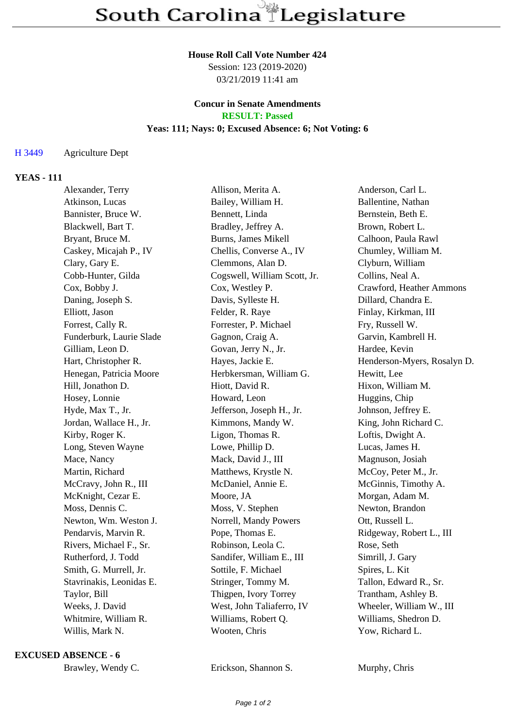# South Carolina Legislature

**House Roll Call Vote Number 424**
Session: 123 (2019-2020)
03/21/2019 11:41 am

**Concur in Senate Amendments**
**RESULT: Passed**
**Yeas: 111; Nays: 0; Excused Absence: 6; Not Voting: 6**

H 3449 Agriculture Dept

**YEAS - 111**

| | | |
|---|---|---|
| Alexander, Terry | Allison, Merita A. | Anderson, Carl L. |
| Atkinson, Lucas | Bailey, William H. | Ballentine, Nathan |
| Bannister, Bruce W. | Bennett, Linda | Bernstein, Beth E. |
| Blackwell, Bart T. | Bradley, Jeffrey A. | Brown, Robert L. |
| Bryant, Bruce M. | Burns, James Mikell | Calhoon, Paula Rawl |
| Caskey, Micajah P., IV | Chellis, Converse A., IV | Chumley, William M. |
| Clary, Gary E. | Clemmons, Alan D. | Clyburn, William |
| Cobb-Hunter, Gilda | Cogswell, William Scott, Jr. | Collins, Neal A. |
| Cox, Bobby J. | Cox, Westley P. | Crawford, Heather Ammons |
| Daning, Joseph S. | Davis, Sylleste H. | Dillard, Chandra E. |
| Elliott, Jason | Felder, R. Raye | Finlay, Kirkman, III |
| Forrest, Cally R. | Forrester, P. Michael | Fry, Russell W. |
| Funderburk, Laurie Slade | Gagnon, Craig A. | Garvin, Kambrell H. |
| Gilliam, Leon D. | Govan, Jerry N., Jr. | Hardee, Kevin |
| Hart, Christopher R. | Hayes, Jackie E. | Henderson-Myers, Rosalyn D. |
| Henegan, Patricia Moore | Herbkersman, William G. | Hewitt, Lee |
| Hill, Jonathon D. | Hiott, David R. | Hixon, William M. |
| Hosey, Lonnie | Howard, Leon | Huggins, Chip |
| Hyde, Max T., Jr. | Jefferson, Joseph H., Jr. | Johnson, Jeffrey E. |
| Jordan, Wallace H., Jr. | Kimmons, Mandy W. | King, John Richard C. |
| Kirby, Roger K. | Ligon, Thomas R. | Loftis, Dwight A. |
| Long, Steven Wayne | Lowe, Phillip D. | Lucas, James H. |
| Mace, Nancy | Mack, David J., III | Magnuson, Josiah |
| Martin, Richard | Matthews, Krystle N. | McCoy, Peter M., Jr. |
| McCravy, John R., III | McDaniel, Annie E. | McGinnis, Timothy A. |
| McKnight, Cezar E. | Moore, JA | Morgan, Adam M. |
| Moss, Dennis C. | Moss, V. Stephen | Newton, Brandon |
| Newton, Wm. Weston J. | Norrell, Mandy Powers | Ott, Russell L. |
| Pendarvis, Marvin R. | Pope, Thomas E. | Ridgeway, Robert L., III |
| Rivers, Michael F., Sr. | Robinson, Leola C. | Rose, Seth |
| Rutherford, J. Todd | Sandifer, William E., III | Simrill, J. Gary |
| Smith, G. Murrell, Jr. | Sottile, F. Michael | Spires, L. Kit |
| Stavrinakis, Leonidas E. | Stringer, Tommy M. | Tallon, Edward R., Sr. |
| Taylor, Bill | Thigpen, Ivory Torrey | Trantham, Ashley B. |
| Weeks, J. David | West, John Taliaferro, IV | Wheeler, William W., III |
| Whitmire, William R. | Williams, Robert Q. | Williams, Shedron D. |
| Willis, Mark N. | Wooten, Chris | Yow, Richard L. |

**EXCUSED ABSENCE - 6**

| | | |
|---|---|---|
| Brawley, Wendy C. | Erickson, Shannon S. | Murphy, Chris |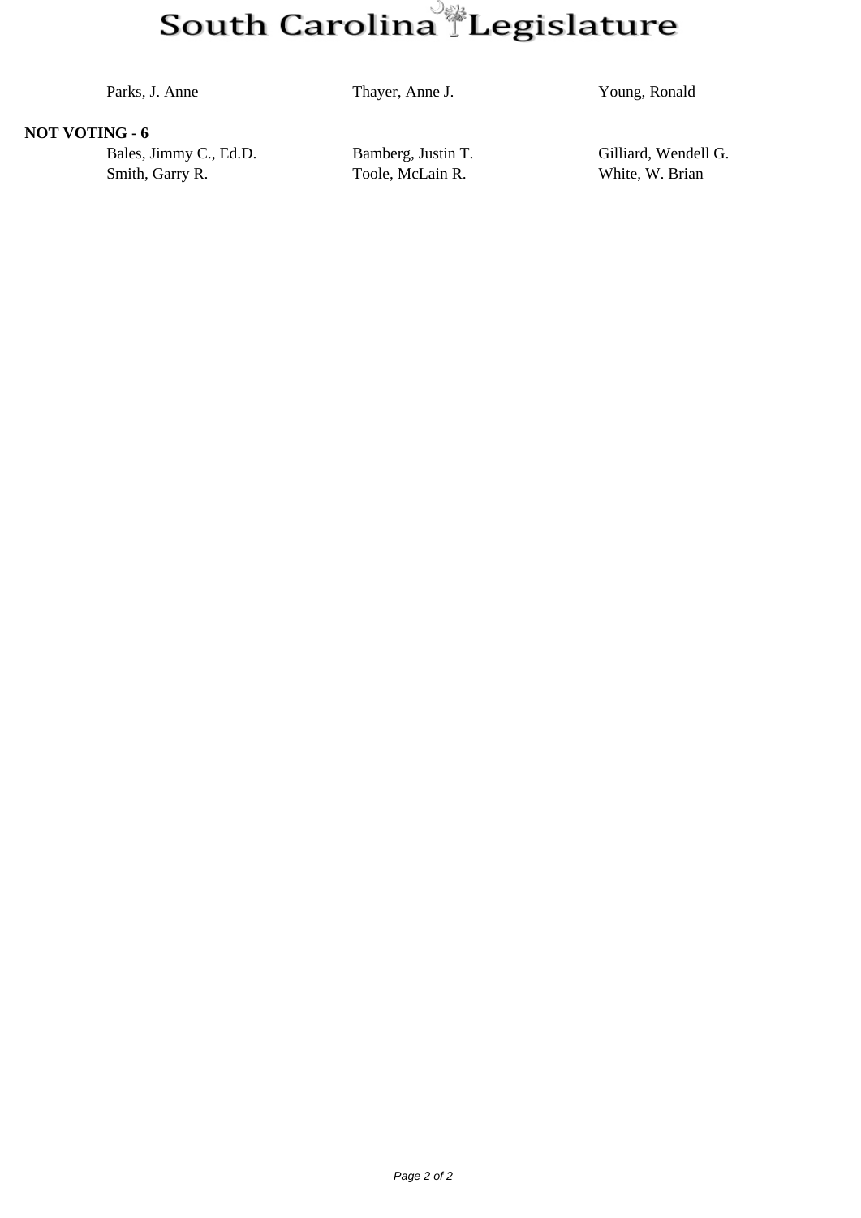| | | |
|---|---|---|
| Parks, J. Anne | Thayer, Anne J. | Young, Ronald |

**NOT VOTING - 6**

| | | |
|---|---|---|
| Bales, Jimmy C., Ed.D. | Bamberg, Justin T. | Gilliard, Wendell G. |
| Smith, Garry R. | Toole, McLain R. | White, W. Brian |